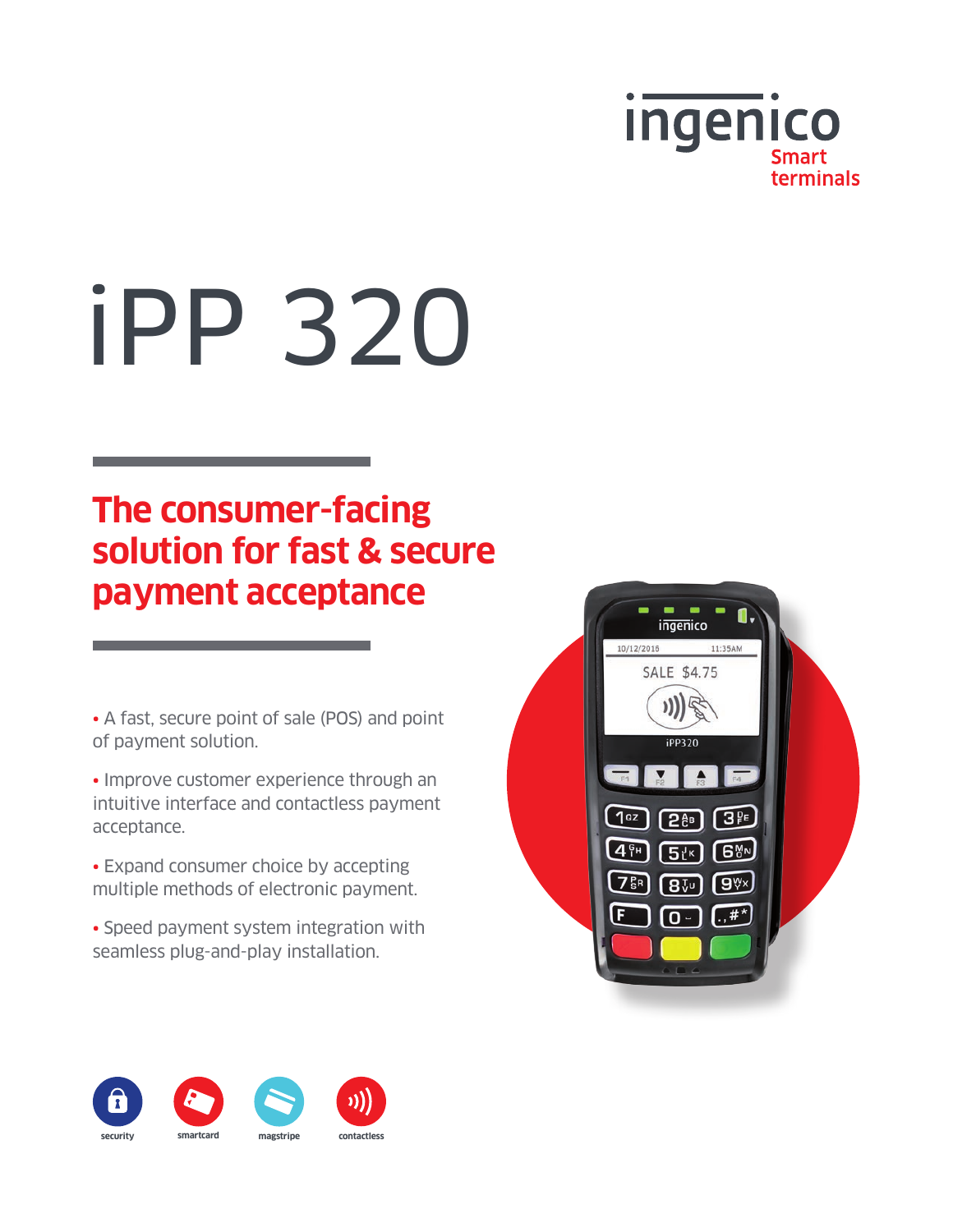ingenico
Smart terminals

# iPP 320

## The consumer-facing solution for fast & secure payment acceptance

- A fast, secure point of sale (POS) and point of payment solution.
- Improve customer experience through an intuitive interface and contactless payment acceptance.
- Expand consumer choice by accepting multiple methods of electronic payment.
- Speed payment system integration with seamless plug-and-play installation.

security smartcard magstripe contactless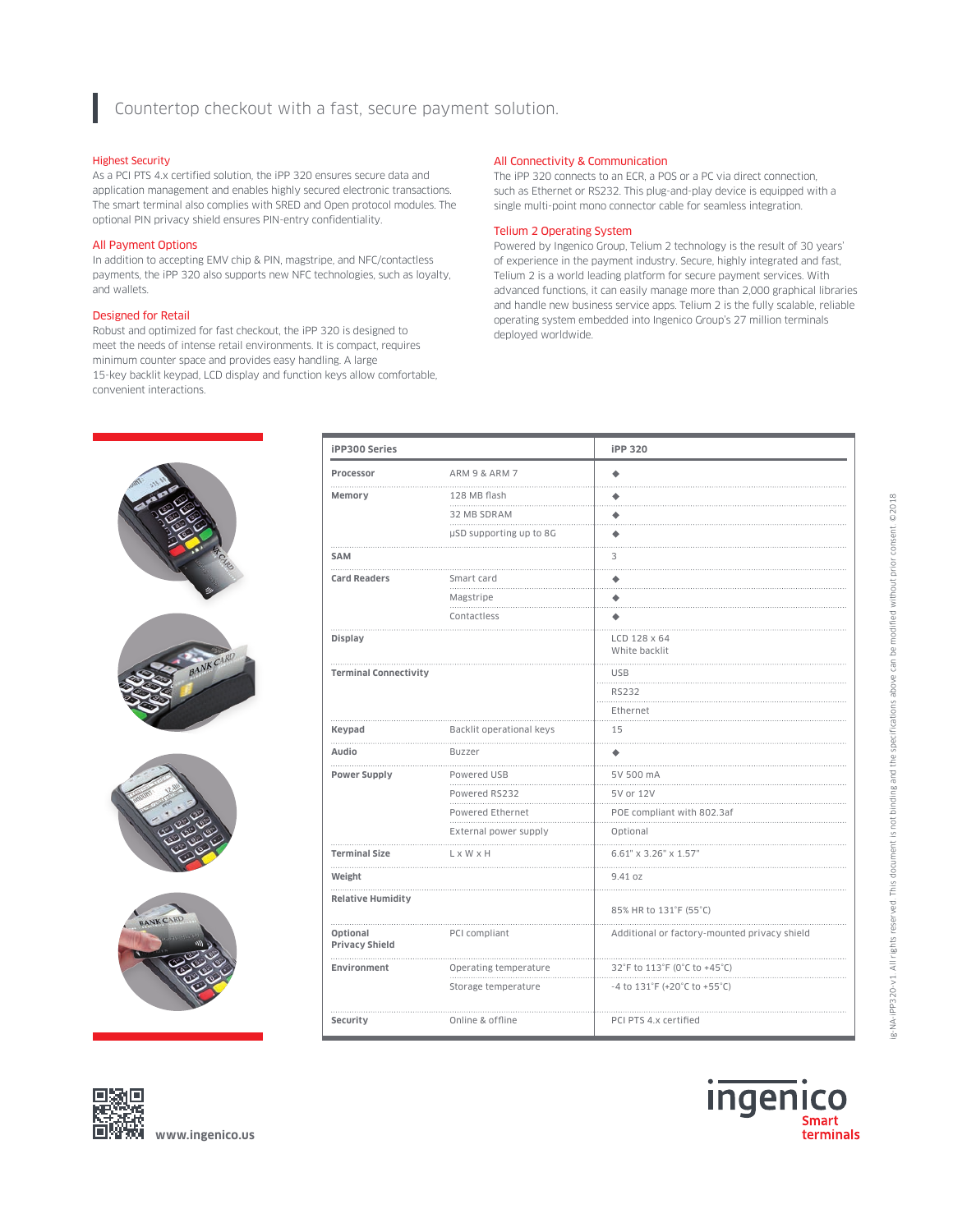# Countertop checkout with a fast, secure payment solution.

## Highest Security

As a PCI PTS 4.x certified solution, the iPP 320 ensures secure data and application management and enables highly secured electronic transactions. The smart terminal also complies with SRED and Open protocol modules. The optional PIN privacy shield ensures PIN-entry confidentiality.

## All Payment Options

In addition to accepting EMV chip & PIN, magstripe, and NFC/contactless payments, the iPP 320 also supports new NFC technologies, such as loyalty, and wallets.

## Designed for Retail

Robust and optimized for fast checkout, the iPP 320 is designed to meet the needs of intense retail environments. It is compact, requires minimum counter space and provides easy handling. A large 15-key backlit keypad, LCD display and function keys allow comfortable, convenient interactions.

## All Connectivity & Communication

The iPP 320 connects to an ECR, a POS or a PC via direct connection, such as Ethernet or RS232. This plug-and-play device is equipped with a single multi-point mono connector cable for seamless integration.

## Telium 2 Operating System

Powered by Ingenico Group, Telium 2 technology is the result of 30 years' of experience in the payment industry. Secure, highly integrated and fast, Telium 2 is a world leading platform for secure payment services. With advanced functions, it can easily manage more than 2,000 graphical libraries and handle new business service apps. Telium 2 is the fully scalable, reliable operating system embedded into Ingenico Group's 27 million terminals deployed worldwide.

| iPP300 Series | | iPP 320 |
|---|---|---|
| Processor | ARM 9 & ARM 7 | ◆ |
| Memory | 128 MB flash | ◆ |
| | 32 MB SDRAM | ◆ |
| | µSD supporting up to 8G | ◆ |
| SAM | | 3 |
| Card Readers | Smart card | ◆ |
| | Magstripe | ◆ |
| | Contactless | ◆ |
| Display | | LCD 128 x 64<br>White backlit |
| Terminal Connectivity | | USB |
| | | RS232 |
| | | Ethernet |
| Keypad | Backlit operational keys | 15 |
| Audio | Buzzer | ◆ |
| Power Supply | Powered USB | 5V 500 mA |
| | Powered RS232 | 5V or 12V |
| | Powered Ethernet | POE compliant with 802.3af |
| | External power supply | Optional |
| Terminal Size | L x W x H | 6.61" x 3.26" x 1.57" |
| Weight | | 9.41 oz |
| Relative Humidity | | 85% HR to 131°F (55°C) |
| Optional Privacy Shield | PCI compliant | Additional or factory-mounted privacy shield |
| Environment | Operating temperature | 32°F to 113°F (0°C to +45°C) |
| | Storage temperature | -4 to 131°F (+20°C to +55°C) |
| Security | Online & offline | PCI PTS 4.x certified |

ig-NA-iPP320-v1. All rights reserved. This document is not binding and the specifications above can be modified without prior consent. ©2018

www.ingenico.us

ingenico Smart terminals